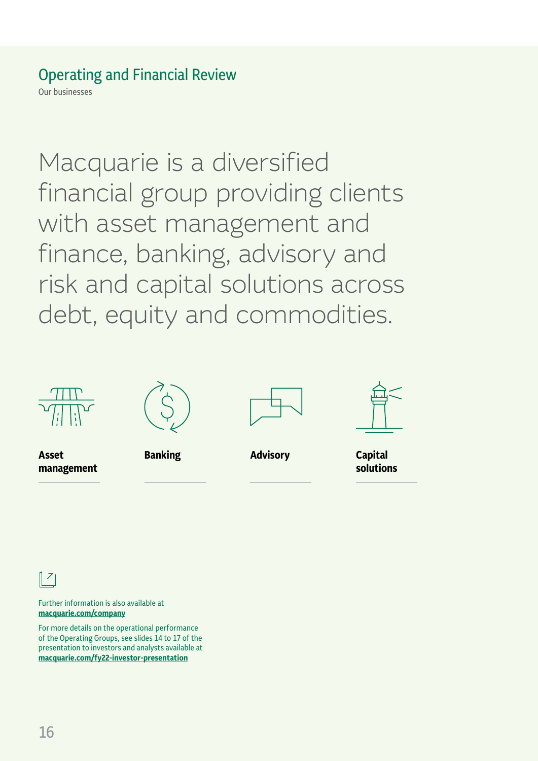# Operating and Financial Review

Our businesses

Macquarie is a diversified financial group providing clients with asset management and finance, banking, advisory and risk and capital solutions across debt, equity and commodities.

**Asset management**

**Banking**

**Advisory**

**Capital solutions**

Further information is also available at **macquarie.com/company**

For more details on the operational performance of the Operating Groups, see slides 14 to 17 of the presentation to investors and analysts available at **macquarie.com/fy22-investor-presentation**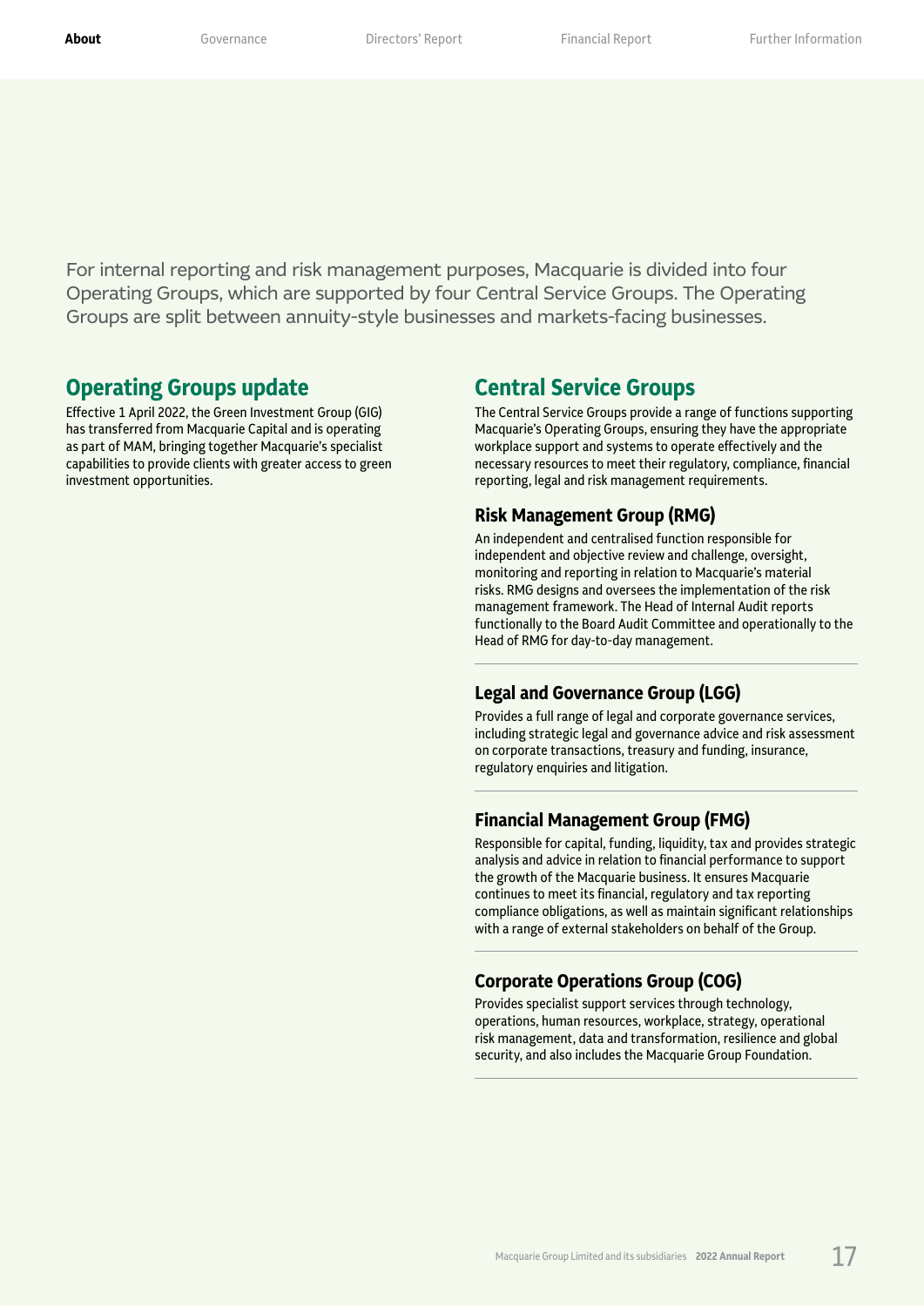For internal reporting and risk management purposes, Macquarie is divided into four Operating Groups, which are supported by four Central Service Groups. The Operating Groups are split between annuity-style businesses and markets-facing businesses.

## Operating Groups update

Effective 1 April 2022, the Green Investment Group (GIG) has transferred from Macquarie Capital and is operating as part of MAM, bringing together Macquarie's specialist capabilities to provide clients with greater access to green investment opportunities.

## Central Service Groups

The Central Service Groups provide a range of functions supporting Macquarie's Operating Groups, ensuring they have the appropriate workplace support and systems to operate effectively and the necessary resources to meet their regulatory, compliance, financial reporting, legal and risk management requirements.

### Risk Management Group (RMG)

An independent and centralised function responsible for independent and objective review and challenge, oversight, monitoring and reporting in relation to Macquarie's material risks. RMG designs and oversees the implementation of the risk management framework. The Head of Internal Audit reports functionally to the Board Audit Committee and operationally to the Head of RMG for day-to-day management.

### Legal and Governance Group (LGG)

Provides a full range of legal and corporate governance services, including strategic legal and governance advice and risk assessment on corporate transactions, treasury and funding, insurance, regulatory enquiries and litigation.

### Financial Management Group (FMG)

Responsible for capital, funding, liquidity, tax and provides strategic analysis and advice in relation to financial performance to support the growth of the Macquarie business. It ensures Macquarie continues to meet its financial, regulatory and tax reporting compliance obligations, as well as maintain significant relationships with a range of external stakeholders on behalf of the Group.

### Corporate Operations Group (COG)

Provides specialist support services through technology, operations, human resources, workplace, strategy, operational risk management, data and transformation, resilience and global security, and also includes the Macquarie Group Foundation.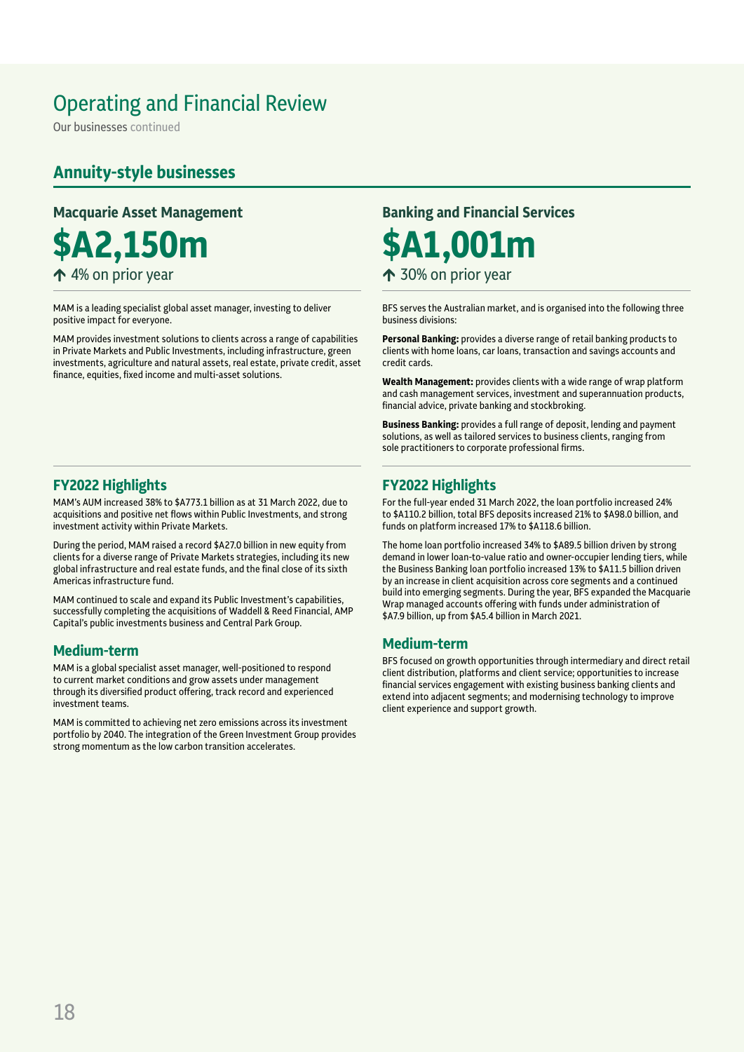# Operating and Financial Review

Our businesses continued

## Annuity-style businesses

### Macquarie Asset Management

**$A2,150m**

↑ 4% on prior year

MAM is a leading specialist global asset manager, investing to deliver positive impact for everyone.

MAM provides investment solutions to clients across a range of capabilities in Private Markets and Public Investments, including infrastructure, green investments, agriculture and natural assets, real estate, private credit, asset finance, equities, fixed income and multi-asset solutions.

#### FY2022 Highlights

MAM's AUM increased 38% to $A773.1 billion as at 31 March 2022, due to acquisitions and positive net flows within Public Investments, and strong investment activity within Private Markets.

During the period, MAM raised a record $A27.0 billion in new equity from clients for a diverse range of Private Markets strategies, including its new global infrastructure and real estate funds, and the final close of its sixth Americas infrastructure fund.

MAM continued to scale and expand its Public Investment's capabilities, successfully completing the acquisitions of Waddell & Reed Financial, AMP Capital's public investments business and Central Park Group.

#### Medium-term

MAM is a global specialist asset manager, well-positioned to respond to current market conditions and grow assets under management through its diversified product offering, track record and experienced investment teams.

MAM is committed to achieving net zero emissions across its investment portfolio by 2040. The integration of the Green Investment Group provides strong momentum as the low carbon transition accelerates.

### Banking and Financial Services

**$A1,001m**

↑ 30% on prior year

BFS serves the Australian market, and is organised into the following three business divisions:

**Personal Banking:** provides a diverse range of retail banking products to clients with home loans, car loans, transaction and savings accounts and credit cards.

**Wealth Management:** provides clients with a wide range of wrap platform and cash management services, investment and superannuation products, financial advice, private banking and stockbroking.

**Business Banking:** provides a full range of deposit, lending and payment solutions, as well as tailored services to business clients, ranging from sole practitioners to corporate professional firms.

#### FY2022 Highlights

For the full-year ended 31 March 2022, the loan portfolio increased 24% to $A110.2 billion, total BFS deposits increased 21% to $A98.0 billion, and funds on platform increased 17% to $A118.6 billion.

The home loan portfolio increased 34% to $A89.5 billion driven by strong demand in lower loan-to-value ratio and owner-occupier lending tiers, while the Business Banking loan portfolio increased 13% to $A11.5 billion driven by an increase in client acquisition across core segments and a continued build into emerging segments. During the year, BFS expanded the Macquarie Wrap managed accounts offering with funds under administration of $A7.9 billion, up from $A5.4 billion in March 2021.

#### Medium-term

BFS focused on growth opportunities through intermediary and direct retail client distribution, platforms and client service; opportunities to increase financial services engagement with existing business banking clients and extend into adjacent segments; and modernising technology to improve client experience and support growth.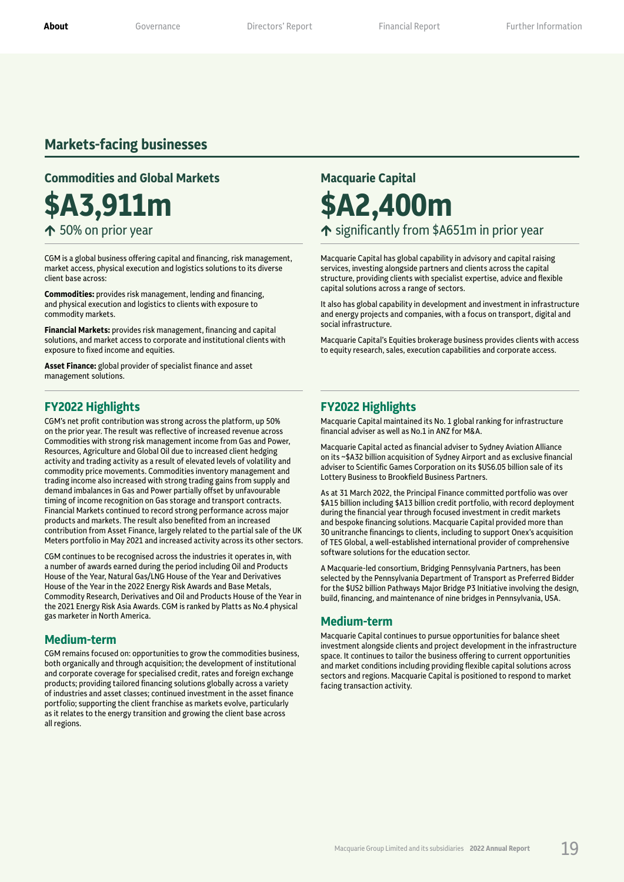## Markets-facing businesses

### Commodities and Global Markets

# $A3,911m

↑ 50% on prior year

CGM is a global business offering capital and financing, risk management, market access, physical execution and logistics solutions to its diverse client base across:

**Commodities:** provides risk management, lending and financing, and physical execution and logistics to clients with exposure to commodity markets.

**Financial Markets:** provides risk management, financing and capital solutions, and market access to corporate and institutional clients with exposure to fixed income and equities.

**Asset Finance:** global provider of specialist finance and asset management solutions.

### FY2022 Highlights

CGM's net profit contribution was strong across the platform, up 50% on the prior year. The result was reflective of increased revenue across Commodities with strong risk management income from Gas and Power, Resources, Agriculture and Global Oil due to increased client hedging activity and trading activity as a result of elevated levels of volatility and commodity price movements. Commodities inventory management and trading income also increased with strong trading gains from supply and demand imbalances in Gas and Power partially offset by unfavourable timing of income recognition on Gas storage and transport contracts. Financial Markets continued to record strong performance across major products and markets. The result also benefited from an increased contribution from Asset Finance, largely related to the partial sale of the UK Meters portfolio in May 2021 and increased activity across its other sectors.

CGM continues to be recognised across the industries it operates in, with a number of awards earned during the period including Oil and Products House of the Year, Natural Gas/LNG House of the Year and Derivatives House of the Year in the 2022 Energy Risk Awards and Base Metals, Commodity Research, Derivatives and Oil and Products House of the Year in the 2021 Energy Risk Asia Awards. CGM is ranked by Platts as No.4 physical gas marketer in North America.

### Medium-term

CGM remains focused on: opportunities to grow the commodities business, both organically and through acquisition; the development of institutional and corporate coverage for specialised credit, rates and foreign exchange products; providing tailored financing solutions globally across a variety of industries and asset classes; continued investment in the asset finance portfolio; supporting the client franchise as markets evolve, particularly as it relates to the energy transition and growing the client base across all regions.

### Macquarie Capital

# $A2,400m

↑ significantly from $A651m in prior year

Macquarie Capital has global capability in advisory and capital raising services, investing alongside partners and clients across the capital structure, providing clients with specialist expertise, advice and flexible capital solutions across a range of sectors.

It also has global capability in development and investment in infrastructure and energy projects and companies, with a focus on transport, digital and social infrastructure.

Macquarie Capital's Equities brokerage business provides clients with access to equity research, sales, execution capabilities and corporate access.

### FY2022 Highlights

Macquarie Capital maintained its No. 1 global ranking for infrastructure financial adviser as well as No.1 in ANZ for M&A.

Macquarie Capital acted as financial adviser to Sydney Aviation Alliance on its ~$A32 billion acquisition of Sydney Airport and as exclusive financial adviser to Scientific Games Corporation on its $US6.05 billion sale of its Lottery Business to Brookfield Business Partners.

As at 31 March 2022, the Principal Finance committed portfolio was over $A15 billion including $A13 billion credit portfolio, with record deployment during the financial year through focused investment in credit markets and bespoke financing solutions. Macquarie Capital provided more than 30 unitranche financings to clients, including to support Onex's acquisition of TES Global, a well-established international provider of comprehensive software solutions for the education sector.

A Macquarie-led consortium, Bridging Pennsylvania Partners, has been selected by the Pennsylvania Department of Transport as Preferred Bidder for the $US2 billion Pathways Major Bridge P3 Initiative involving the design, build, financing, and maintenance of nine bridges in Pennsylvania, USA.

### Medium-term

Macquarie Capital continues to pursue opportunities for balance sheet investment alongside clients and project development in the infrastructure space. It continues to tailor the business offering to current opportunities and market conditions including providing flexible capital solutions across sectors and regions. Macquarie Capital is positioned to respond to market facing transaction activity.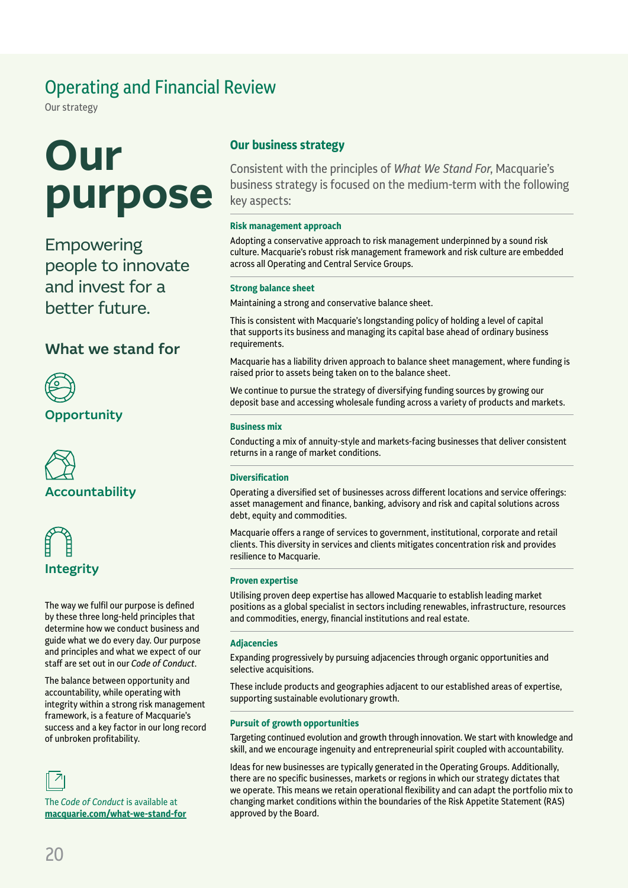# Operating and Financial Review

Our strategy

# Our purpose

Empowering people to innovate and invest for a better future.

## What we stand for

**Opportunity**

**Accountability**

**Integrity**

The way we fulfil our purpose is defined by these three long-held principles that determine how we conduct business and guide what we do every day. Our purpose and principles and what we expect of our staff are set out in our *Code of Conduct*.

The balance between opportunity and accountability, while operating with integrity within a strong risk management framework, is a feature of Macquarie's success and a key factor in our long record of unbroken profitability.

The *Code of Conduct* is available at **macquarie.com/what-we-stand-for**

## Our business strategy

Consistent with the principles of *What We Stand For*, Macquarie's business strategy is focused on the medium-term with the following key aspects:

### Risk management approach

Adopting a conservative approach to risk management underpinned by a sound risk culture. Macquarie's robust risk management framework and risk culture are embedded across all Operating and Central Service Groups.

### Strong balance sheet

Maintaining a strong and conservative balance sheet.

This is consistent with Macquarie's longstanding policy of holding a level of capital that supports its business and managing its capital base ahead of ordinary business requirements.

Macquarie has a liability driven approach to balance sheet management, where funding is raised prior to assets being taken on to the balance sheet.

We continue to pursue the strategy of diversifying funding sources by growing our deposit base and accessing wholesale funding across a variety of products and markets.

### Business mix

Conducting a mix of annuity-style and markets-facing businesses that deliver consistent returns in a range of market conditions.

### Diversification

Operating a diversified set of businesses across different locations and service offerings: asset management and finance, banking, advisory and risk and capital solutions across debt, equity and commodities.

Macquarie offers a range of services to government, institutional, corporate and retail clients. This diversity in services and clients mitigates concentration risk and provides resilience to Macquarie.

### Proven expertise

Utilising proven deep expertise has allowed Macquarie to establish leading market positions as a global specialist in sectors including renewables, infrastructure, resources and commodities, energy, financial institutions and real estate.

### Adjacencies

Expanding progressively by pursuing adjacencies through organic opportunities and selective acquisitions.

These include products and geographies adjacent to our established areas of expertise, supporting sustainable evolutionary growth.

### Pursuit of growth opportunities

Targeting continued evolution and growth through innovation. We start with knowledge and skill, and we encourage ingenuity and entrepreneurial spirit coupled with accountability.

Ideas for new businesses are typically generated in the Operating Groups. Additionally, there are no specific businesses, markets or regions in which our strategy dictates that we operate. This means we retain operational flexibility and can adapt the portfolio mix to changing market conditions within the boundaries of the Risk Appetite Statement (RAS) approved by the Board.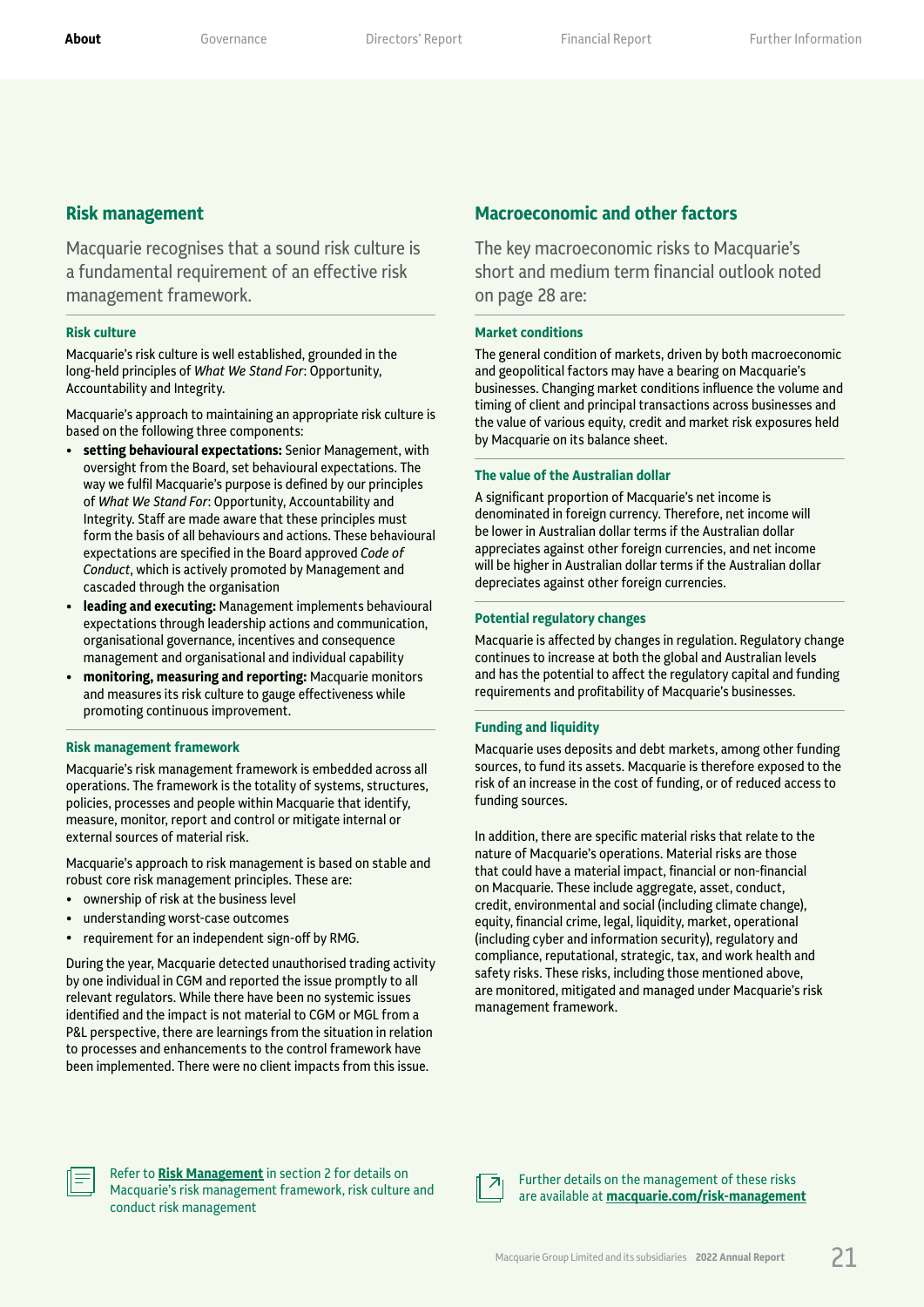## Risk management

Macquarie recognises that a sound risk culture is a fundamental requirement of an effective risk management framework.

### Risk culture

Macquarie's risk culture is well established, grounded in the long-held principles of *What We Stand For*: Opportunity, Accountability and Integrity.

Macquarie's approach to maintaining an appropriate risk culture is based on the following three components:

- **setting behavioural expectations:** Senior Management, with oversight from the Board, set behavioural expectations. The way we fulfil Macquarie's purpose is defined by our principles of *What We Stand For*: Opportunity, Accountability and Integrity. Staff are made aware that these principles must form the basis of all behaviours and actions. These behavioural expectations are specified in the Board approved *Code of Conduct*, which is actively promoted by Management and cascaded through the organisation
- **leading and executing:** Management implements behavioural expectations through leadership actions and communication, organisational governance, incentives and consequence management and organisational and individual capability
- **monitoring, measuring and reporting:** Macquarie monitors and measures its risk culture to gauge effectiveness while promoting continuous improvement.

### Risk management framework

Macquarie's risk management framework is embedded across all operations. The framework is the totality of systems, structures, policies, processes and people within Macquarie that identify, measure, monitor, report and control or mitigate internal or external sources of material risk.

Macquarie's approach to risk management is based on stable and robust core risk management principles. These are:

- ownership of risk at the business level
- understanding worst-case outcomes
- requirement for an independent sign-off by RMG.

During the year, Macquarie detected unauthorised trading activity by one individual in CGM and reported the issue promptly to all relevant regulators. While there have been no systemic issues identified and the impact is not material to CGM or MGL from a P&L perspective, there are learnings from the situation in relation to processes and enhancements to the control framework have been implemented. There were no client impacts from this issue.

Refer to **Risk Management** in section 2 for details on Macquarie's risk management framework, risk culture and conduct risk management

## Macroeconomic and other factors

The key macroeconomic risks to Macquarie's short and medium term financial outlook noted on page 28 are:

### Market conditions

The general condition of markets, driven by both macroeconomic and geopolitical factors may have a bearing on Macquarie's businesses. Changing market conditions influence the volume and timing of client and principal transactions across businesses and the value of various equity, credit and market risk exposures held by Macquarie on its balance sheet.

### The value of the Australian dollar

A significant proportion of Macquarie's net income is denominated in foreign currency. Therefore, net income will be lower in Australian dollar terms if the Australian dollar appreciates against other foreign currencies, and net income will be higher in Australian dollar terms if the Australian dollar depreciates against other foreign currencies.

### Potential regulatory changes

Macquarie is affected by changes in regulation. Regulatory change continues to increase at both the global and Australian levels and has the potential to affect the regulatory capital and funding requirements and profitability of Macquarie's businesses.

### Funding and liquidity

Macquarie uses deposits and debt markets, among other funding sources, to fund its assets. Macquarie is therefore exposed to the risk of an increase in the cost of funding, or of reduced access to funding sources.

In addition, there are specific material risks that relate to the nature of Macquarie's operations. Material risks are those that could have a material impact, financial or non-financial on Macquarie. These include aggregate, asset, conduct, credit, environmental and social (including climate change), equity, financial crime, legal, liquidity, market, operational (including cyber and information security), regulatory and compliance, reputational, strategic, tax, and work health and safety risks. These risks, including those mentioned above, are monitored, mitigated and managed under Macquarie's risk management framework.

Further details on the management of these risks are available at **macquarie.com/risk-management**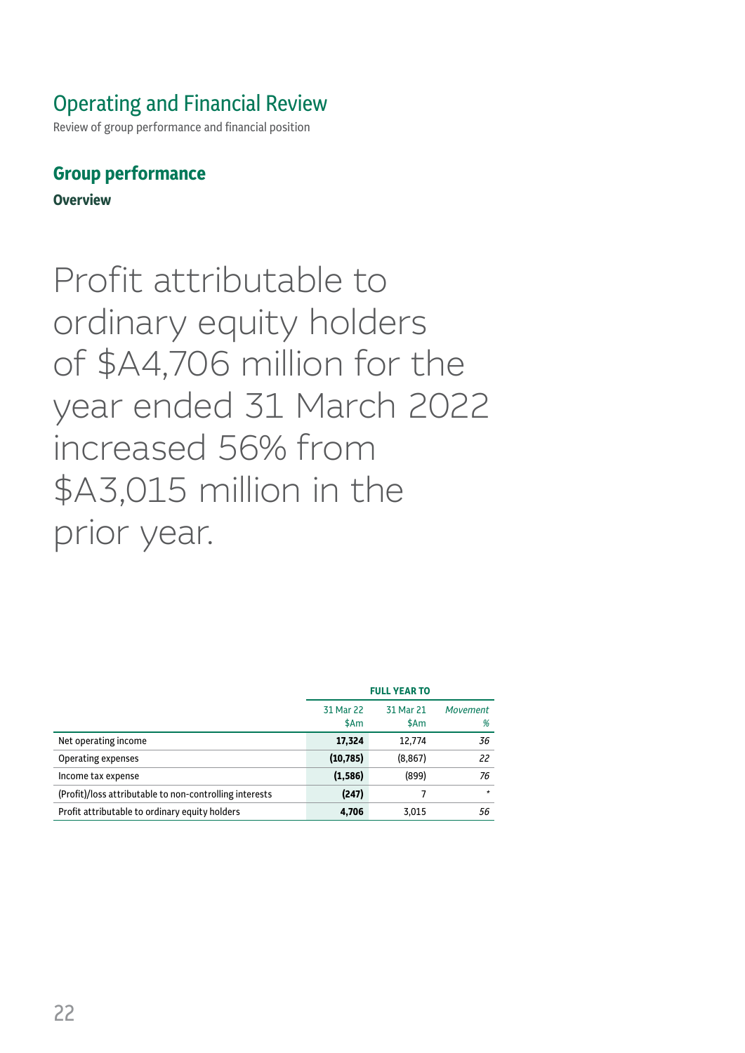# Operating and Financial Review

Review of group performance and financial position

## Group performance

### Overview

Profit attributable to ordinary equity holders of $A4,706 million for the year ended 31 March 2022 increased 56% from $A3,015 million in the prior year.

| | FULL YEAR TO | | |
|---|---|---|---|
| | 31 Mar 22 $Am | 31 Mar 21 $Am | *Movement %* |
| Net operating income | **17,324** | 12,774 | *36* |
| Operating expenses | **(10,785)** | (8,867) | *22* |
| Income tax expense | **(1,586)** | (899) | *76* |
| (Profit)/loss attributable to non-controlling interests | **(247)** | 7 | * |
| Profit attributable to ordinary equity holders | **4,706** | 3,015 | *56* |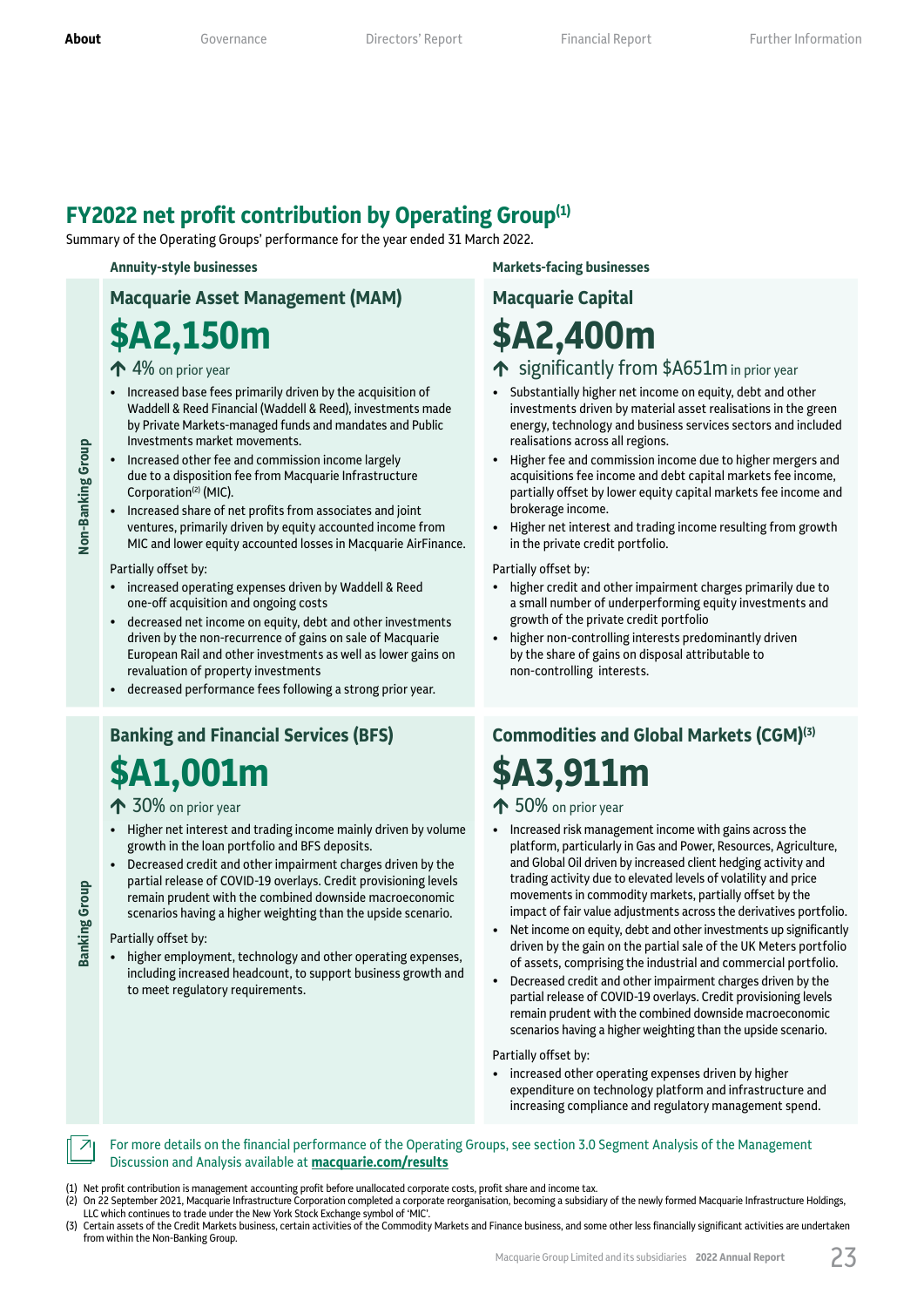## FY2022 net profit contribution by Operating Group[1]

Summary of the Operating Groups' performance for the year ended 31 March 2022.

### Non-Banking Group

#### Annuity-style businesses

### Macquarie Asset Management (MAM)

**$A2,150m**

↑ 4% on prior year

- Increased base fees primarily driven by the acquisition of Waddell & Reed Financial (Waddell & Reed), investments made by Private Markets-managed funds and mandates and Public Investments market movements.
- Increased other fee and commission income largely due to a disposition fee from Macquarie Infrastructure Corporation[2] (MIC).
- Increased share of net profits from associates and joint ventures, primarily driven by equity accounted income from MIC and lower equity accounted losses in Macquarie AirFinance.

Partially offset by:

- increased operating expenses driven by Waddell & Reed one-off acquisition and ongoing costs
- decreased net income on equity, debt and other investments driven by the non-recurrence of gains on sale of Macquarie European Rail and other investments as well as lower gains on revaluation of property investments
- decreased performance fees following a strong prior year.

#### Markets-facing businesses

### Macquarie Capital

**$A2,400m**

↑ significantly from $A651m in prior year

- Substantially higher net income on equity, debt and other investments driven by material asset realisations in the green energy, technology and business services sectors and included realisations across all regions.
- Higher fee and commission income due to higher mergers and acquisitions fee income and debt capital markets fee income, partially offset by lower equity capital markets fee income and brokerage income.
- Higher net interest and trading income resulting from growth in the private credit portfolio.

Partially offset by:

- higher credit and other impairment charges primarily due to a small number of underperforming equity investments and growth of the private credit portfolio
- higher non-controlling interests predominantly driven by the share of gains on disposal attributable to non-controlling interests.

### Banking Group

### Banking and Financial Services (BFS)

**$A1,001m**

↑ 30% on prior year

- Higher net interest and trading income mainly driven by volume growth in the loan portfolio and BFS deposits.
- Decreased credit and other impairment charges driven by the partial release of COVID-19 overlays. Credit provisioning levels remain prudent with the combined downside macroeconomic scenarios having a higher weighting than the upside scenario.

Partially offset by:

- higher employment, technology and other operating expenses, including increased headcount, to support business growth and to meet regulatory requirements.

### Commodities and Global Markets (CGM)[3]

**$A3,911m**

↑ 50% on prior year

- Increased risk management income with gains across the platform, particularly in Gas and Power, Resources, Agriculture, and Global Oil driven by increased client hedging activity and trading activity due to elevated levels of volatility and price movements in commodity markets, partially offset by the impact of fair value adjustments across the derivatives portfolio.
- Net income on equity, debt and other investments up significantly driven by the gain on the partial sale of the UK Meters portfolio of assets, comprising the industrial and commercial portfolio.
- Decreased credit and other impairment charges driven by the partial release of COVID-19 overlays. Credit provisioning levels remain prudent with the combined downside macroeconomic scenarios having a higher weighting than the upside scenario.

Partially offset by:

- increased other operating expenses driven by higher expenditure on technology platform and infrastructure and increasing compliance and regulatory management spend.

For more details on the financial performance of the Operating Groups, see section 3.0 Segment Analysis of the Management Discussion and Analysis available at **macquarie.com/results**

(1) Net profit contribution is management accounting profit before unallocated corporate costs, profit share and income tax.
(2) On 22 September 2021, Macquarie Infrastructure Corporation completed a corporate reorganisation, becoming a subsidiary of the newly formed Macquarie Infrastructure Holdings, LLC which continues to trade under the New York Stock Exchange symbol of 'MIC'.
(3) Certain assets of the Credit Markets business, certain activities of the Commodity Markets and Finance business, and some other less financially significant activities are undertaken from within the Non-Banking Group.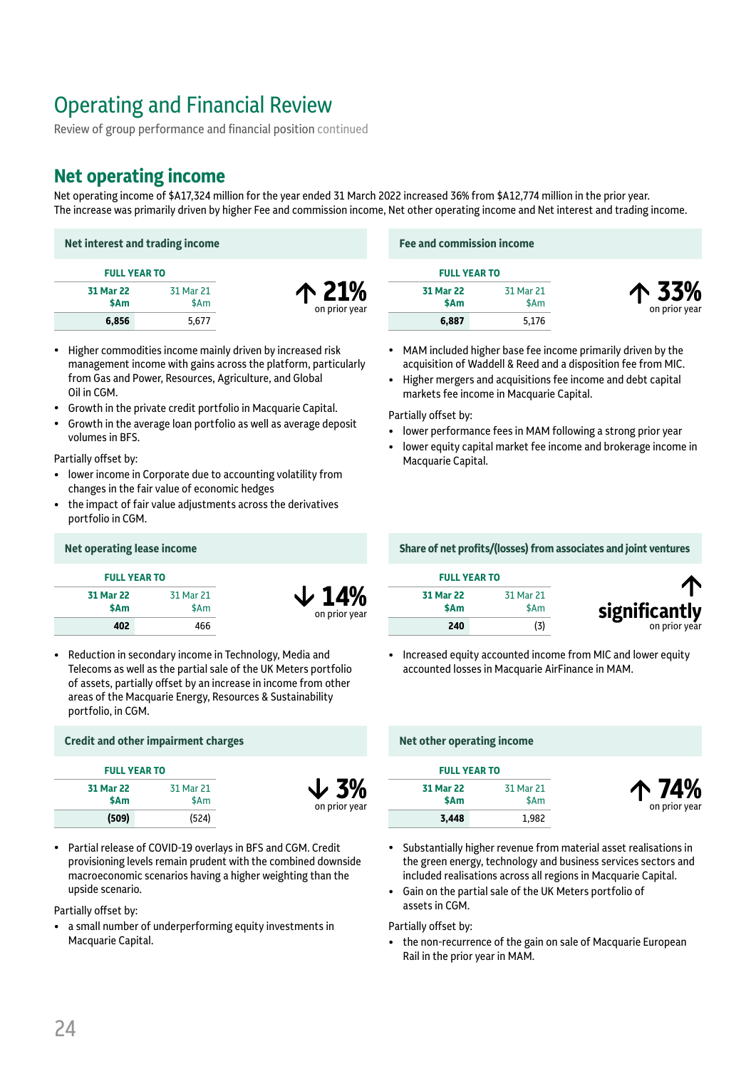# Operating and Financial Review

Review of group performance and financial position continued

## Net operating income

Net operating income of $A17,324 million for the year ended 31 March 2022 increased 36% from $A12,774 million in the prior year. The increase was primarily driven by higher Fee and commission income, Net other operating income and Net interest and trading income.

### Net interest and trading income

| FULL YEAR TO | |
|---|---|
| **31 Mar 22 $Am** | 31 Mar 21 $Am |
| **6,856** | 5,677 |

↑ 21% on prior year

- Higher commodities income mainly driven by increased risk management income with gains across the platform, particularly from Gas and Power, Resources, Agriculture, and Global Oil in CGM.
- Growth in the private credit portfolio in Macquarie Capital.
- Growth in the average loan portfolio as well as average deposit volumes in BFS.

Partially offset by:

- lower income in Corporate due to accounting volatility from changes in the fair value of economic hedges
- the impact of fair value adjustments across the derivatives portfolio in CGM.

### Fee and commission income

| FULL YEAR TO | |
|---|---|
| **31 Mar 22 $Am** | 31 Mar 21 $Am |
| **6,887** | 5,176 |

↑ 33% on prior year

- MAM included higher base fee income primarily driven by the acquisition of Waddell & Reed and a disposition fee from MIC.
- Higher mergers and acquisitions fee income and debt capital markets fee income in Macquarie Capital.

Partially offset by:

- lower performance fees in MAM following a strong prior year
- lower equity capital market fee income and brokerage income in Macquarie Capital.

### Net operating lease income

| FULL YEAR TO | |
|---|---|
| **31 Mar 22 $Am** | 31 Mar 21 $Am |
| **402** | 466 |

↓ 14% on prior year

- Reduction in secondary income in Technology, Media and Telecoms as well as the partial sale of the UK Meters portfolio of assets, partially offset by an increase in income from other areas of the Macquarie Energy, Resources & Sustainability portfolio, in CGM.

### Share of net profits/(losses) from associates and joint ventures

| FULL YEAR TO | |
|---|---|
| **31 Mar 22 $Am** | 31 Mar 21 $Am |
| **240** | (3) |

↑ significantly on prior year

- Increased equity accounted income from MIC and lower equity accounted losses in Macquarie AirFinance in MAM.

### Credit and other impairment charges

| FULL YEAR TO | |
|---|---|
| **31 Mar 22 $Am** | 31 Mar 21 $Am |
| **(509)** | (524) |

↓ 3% on prior year

- Partial release of COVID-19 overlays in BFS and CGM. Credit provisioning levels remain prudent with the combined downside macroeconomic scenarios having a higher weighting than the upside scenario.

Partially offset by:

- a small number of underperforming equity investments in Macquarie Capital.

### Net other operating income

| FULL YEAR TO | |
|---|---|
| **31 Mar 22 $Am** | 31 Mar 21 $Am |
| **3,448** | 1,982 |

↑ 74% on prior year

- Substantially higher revenue from material asset realisations in the green energy, technology and business services sectors and included realisations across all regions in Macquarie Capital.
- Gain on the partial sale of the UK Meters portfolio of assets in CGM.

Partially offset by:

- the non-recurrence of the gain on sale of Macquarie European Rail in the prior year in MAM.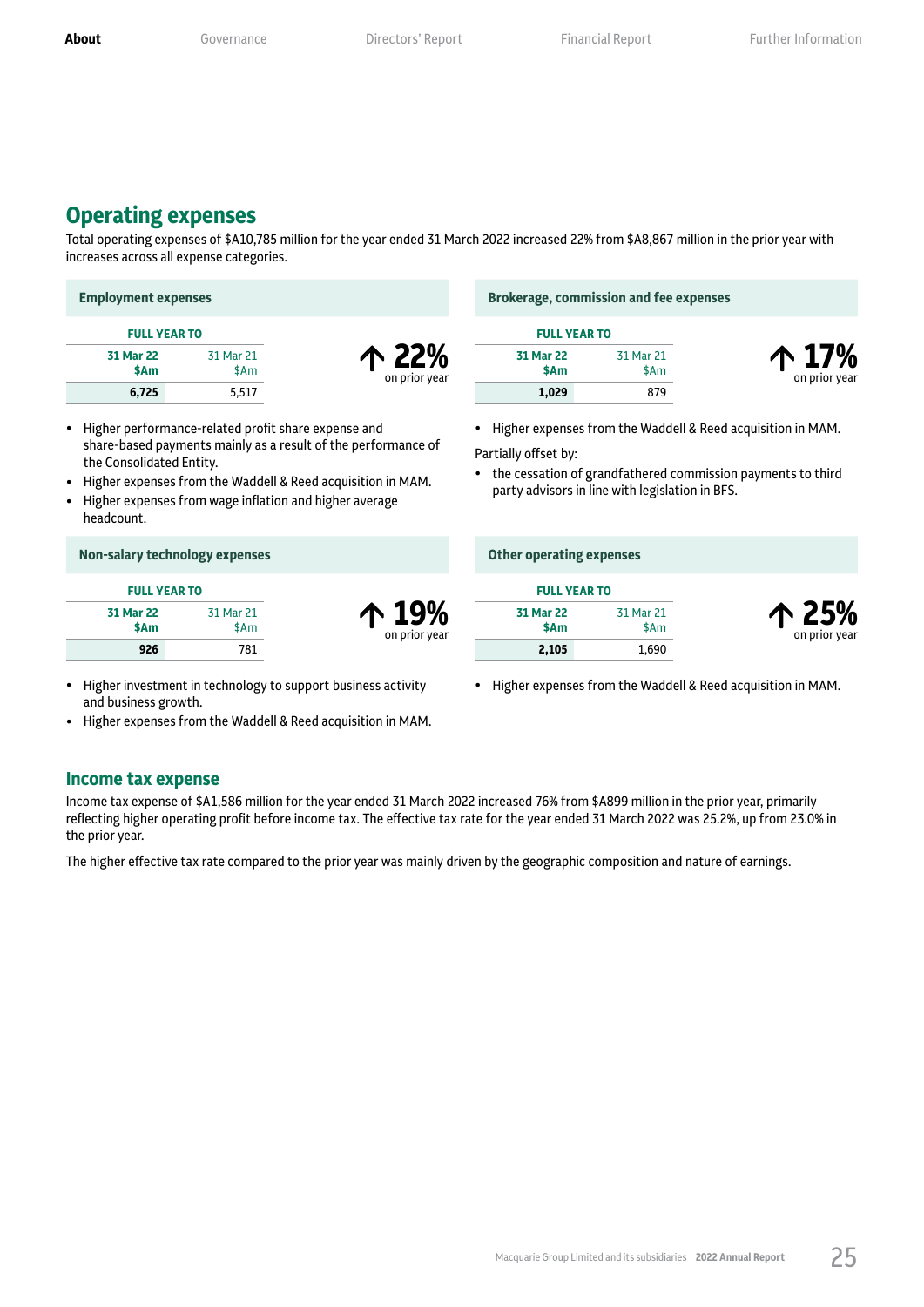## Operating expenses

Total operating expenses of $A10,785 million for the year ended 31 March 2022 increased 22% from $A8,867 million in the prior year with increases across all expense categories.

### Employment expenses

| FULL YEAR TO | |
|---|---|
| **31 Mar 22 $Am** | 31 Mar 21 $Am |
| **6,725** | 5,517 |

↑ 22% on prior year

- Higher performance-related profit share expense and share-based payments mainly as a result of the performance of the Consolidated Entity.
- Higher expenses from the Waddell & Reed acquisition in MAM.
- Higher expenses from wage inflation and higher average headcount.

### Brokerage, commission and fee expenses

| FULL YEAR TO | |
|---|---|
| **31 Mar 22 $Am** | 31 Mar 21 $Am |
| **1,029** | 879 |

↑ 17% on prior year

- Higher expenses from the Waddell & Reed acquisition in MAM.

Partially offset by:

- the cessation of grandfathered commission payments to third party advisors in line with legislation in BFS.

### Non-salary technology expenses

| FULL YEAR TO | |
|---|---|
| **31 Mar 22 $Am** | 31 Mar 21 $Am |
| **926** | 781 |

↑ 19% on prior year

- Higher investment in technology to support business activity and business growth.
- Higher expenses from the Waddell & Reed acquisition in MAM.

### Other operating expenses

| FULL YEAR TO | |
|---|---|
| **31 Mar 22 $Am** | 31 Mar 21 $Am |
| **2,105** | 1,690 |

↑ 25% on prior year

- Higher expenses from the Waddell & Reed acquisition in MAM.

## Income tax expense

Income tax expense of $A1,586 million for the year ended 31 March 2022 increased 76% from $A899 million in the prior year, primarily reflecting higher operating profit before income tax. The effective tax rate for the year ended 31 March 2022 was 25.2%, up from 23.0% in the prior year.

The higher effective tax rate compared to the prior year was mainly driven by the geographic composition and nature of earnings.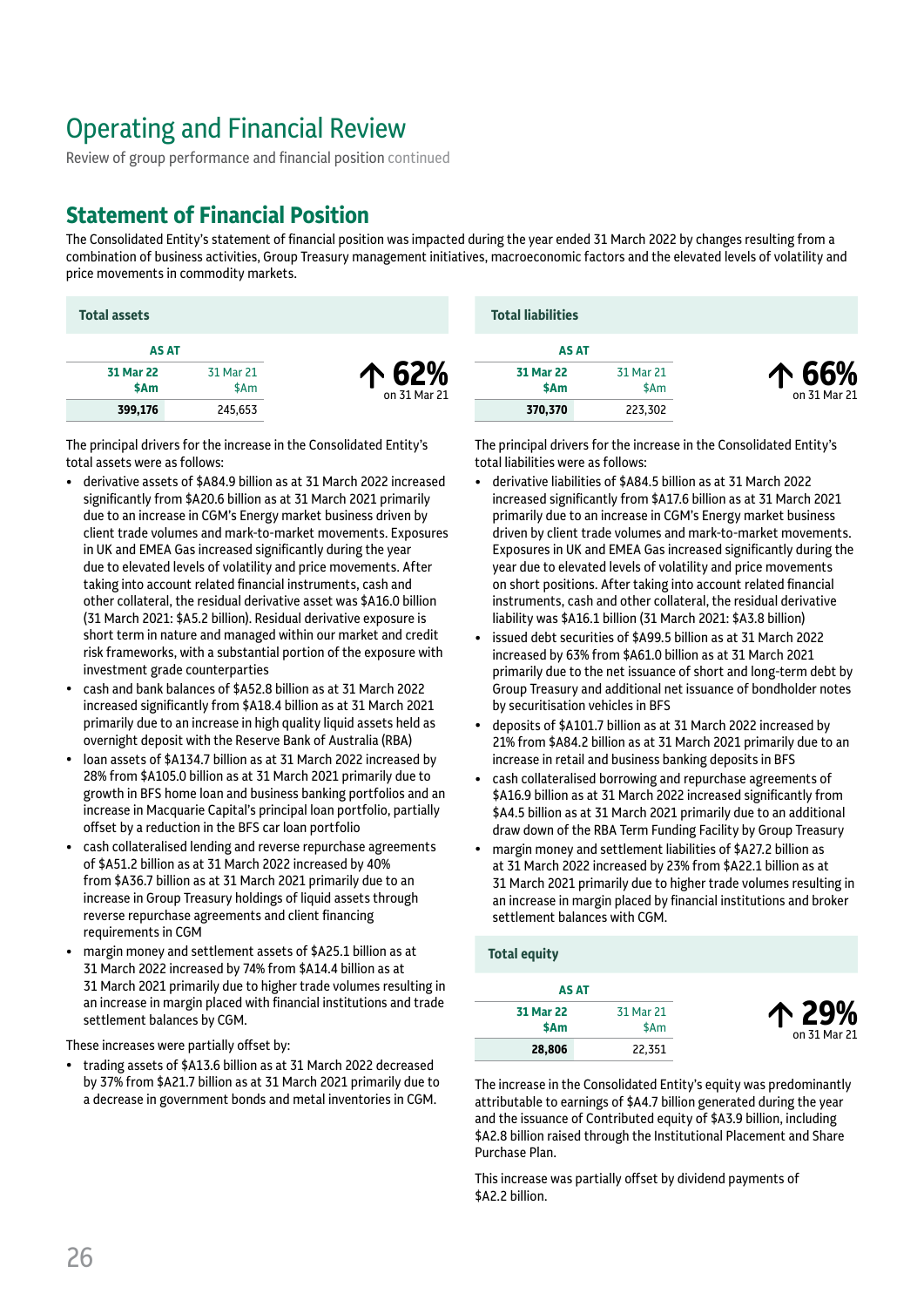# Operating and Financial Review

Review of group performance and financial position continued

## Statement of Financial Position

The Consolidated Entity's statement of financial position was impacted during the year ended 31 March 2022 by changes resulting from a combination of business activities, Group Treasury management initiatives, macroeconomic factors and the elevated levels of volatility and price movements in commodity markets.

### Total assets

| AS AT | |
|---|---|
| **31 Mar 22 $Am** | 31 Mar 21 $Am |
| **399,176** | 245,653 |

↑ **62%** on 31 Mar 21

The principal drivers for the increase in the Consolidated Entity's total assets were as follows:

- derivative assets of $A84.9 billion as at 31 March 2022 increased significantly from $A20.6 billion as at 31 March 2021 primarily due to an increase in CGM's Energy market business driven by client trade volumes and mark-to-market movements. Exposures in UK and EMEA Gas increased significantly during the year due to elevated levels of volatility and price movements. After taking into account related financial instruments, cash and other collateral, the residual derivative asset was $A16.0 billion (31 March 2021: $A5.2 billion). Residual derivative exposure is short term in nature and managed within our market and credit risk frameworks, with a substantial portion of the exposure with investment grade counterparties
- cash and bank balances of $A52.8 billion as at 31 March 2022 increased significantly from $A18.4 billion as at 31 March 2021 primarily due to an increase in high quality liquid assets held as overnight deposit with the Reserve Bank of Australia (RBA)
- loan assets of $A134.7 billion as at 31 March 2022 increased by 28% from $A105.0 billion as at 31 March 2021 primarily due to growth in BFS home loan and business banking portfolios and an increase in Macquarie Capital's principal loan portfolio, partially offset by a reduction in the BFS car loan portfolio
- cash collateralised lending and reverse repurchase agreements of $A51.2 billion as at 31 March 2022 increased by 40% from $A36.7 billion as at 31 March 2021 primarily due to an increase in Group Treasury holdings of liquid assets through reverse repurchase agreements and client financing requirements in CGM
- margin money and settlement assets of $A25.1 billion as at 31 March 2022 increased by 74% from $A14.4 billion as at 31 March 2021 primarily due to higher trade volumes resulting in an increase in margin placed with financial institutions and trade settlement balances by CGM.

These increases were partially offset by:

- trading assets of $A13.6 billion as at 31 March 2022 decreased by 37% from $A21.7 billion as at 31 March 2021 primarily due to a decrease in government bonds and metal inventories in CGM.

### Total liabilities

| AS AT | |
|---|---|
| **31 Mar 22 $Am** | 31 Mar 21 $Am |
| **370,370** | 223,302 |

↑ **66%** on 31 Mar 21

The principal drivers for the increase in the Consolidated Entity's total liabilities were as follows:

- derivative liabilities of $A84.5 billion as at 31 March 2022 increased significantly from $A17.6 billion as at 31 March 2021 primarily due to an increase in CGM's Energy market business driven by client trade volumes and mark-to-market movements. Exposures in UK and EMEA Gas increased significantly during the year due to elevated levels of volatility and price movements on short positions. After taking into account related financial instruments, cash and other collateral, the residual derivative liability was $A16.1 billion (31 March 2021: $A3.8 billion)
- issued debt securities of $A99.5 billion as at 31 March 2022 increased by 63% from $A61.0 billion as at 31 March 2021 primarily due to the net issuance of short and long-term debt by Group Treasury and additional net issuance of bondholder notes by securitisation vehicles in BFS
- deposits of $A101.7 billion as at 31 March 2022 increased by 21% from $A84.2 billion as at 31 March 2021 primarily due to an increase in retail and business banking deposits in BFS
- cash collateralised borrowing and repurchase agreements of $A16.9 billion as at 31 March 2022 increased significantly from $A4.5 billion as at 31 March 2021 primarily due to an additional draw down of the RBA Term Funding Facility by Group Treasury
- margin money and settlement liabilities of $A27.2 billion as at 31 March 2022 increased by 23% from $A22.1 billion as at 31 March 2021 primarily due to higher trade volumes resulting in an increase in margin placed by financial institutions and broker settlement balances with CGM.

### Total equity

| AS AT | |
|---|---|
| **31 Mar 22 $Am** | 31 Mar 21 $Am |
| **28,806** | 22,351 |

↑ **29%** on 31 Mar 21

The increase in the Consolidated Entity's equity was predominantly attributable to earnings of $A4.7 billion generated during the year and the issuance of Contributed equity of $A3.9 billion, including $A2.8 billion raised through the Institutional Placement and Share Purchase Plan.

This increase was partially offset by dividend payments of $A2.2 billion.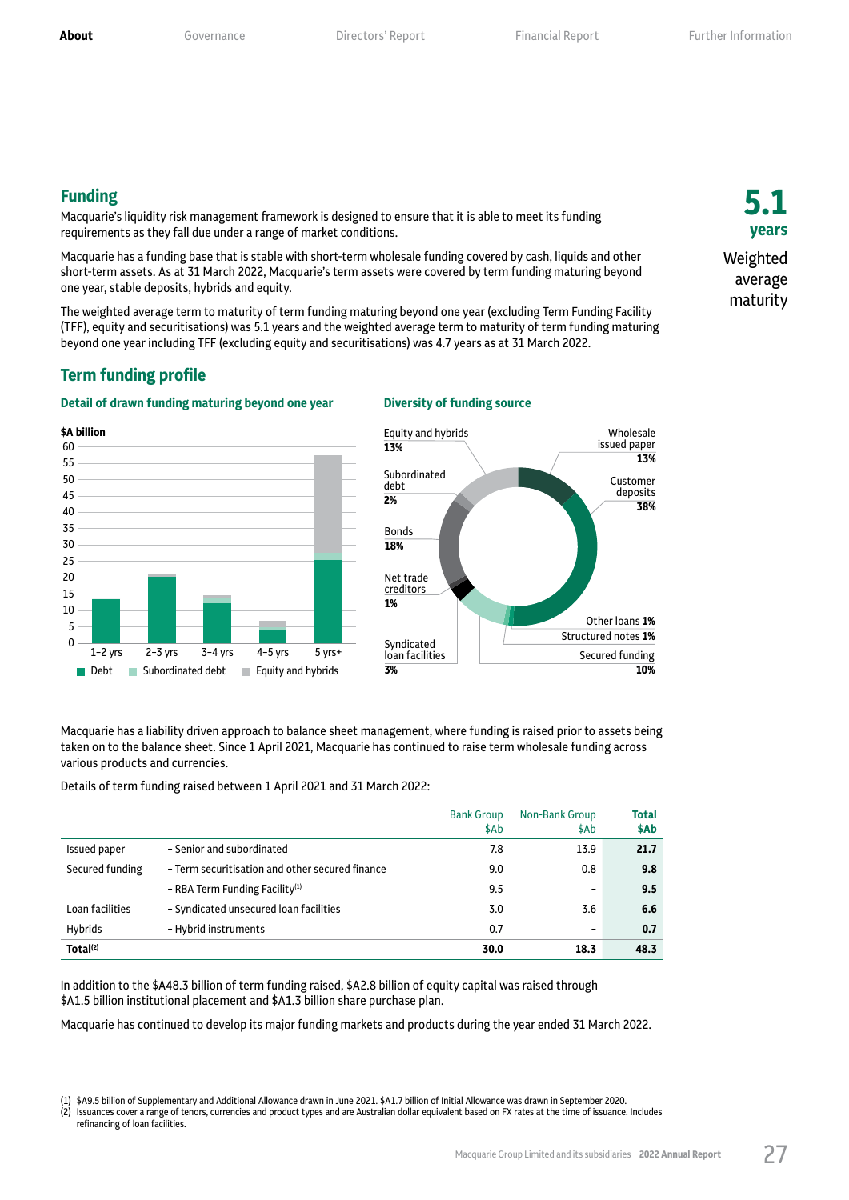## Funding

Macquarie's liquidity risk management framework is designed to ensure that it is able to meet its funding requirements as they fall due under a range of market conditions.

Macquarie has a funding base that is stable with short-term wholesale funding covered by cash, liquids and other short-term assets. As at 31 March 2022, Macquarie's term assets were covered by term funding maturing beyond one year, stable deposits, hybrids and equity.

The weighted average term to maturity of term funding maturing beyond one year (excluding Term Funding Facility (TFF), equity and securitisations) was 5.1 years and the weighted average term to maturity of term funding maturing beyond one year including TFF (excluding equity and securitisations) was 4.7 years as at 31 March 2022.

**5.1 years**
Weighted average maturity

## Term funding profile

### Detail of drawn funding maturing beyond one year

$A billion

| | Debt | Subordinated debt | Equity and hybrids |
|---|---|---|---|
| 1–2 yrs | ~13 | | |
| 2–3 yrs | ~20 | | ~1 |
| 3–4 yrs | ~12 | ~2 | |
| 4–5 yrs | ~4 | | ~3 |
| 5 yrs+ | ~25 | ~2 | ~31 |

### Diversity of funding source

- Equity and hybrids 13%
- Wholesale issued paper 13%
- Customer deposits 38%
- Other loans 1%
- Structured notes 1%
- Secured funding 10%
- Syndicated loan facilities 3%
- Net trade creditors 1%
- Bonds 18%
- Subordinated debt 2%

Macquarie has a liability driven approach to balance sheet management, where funding is raised prior to assets being taken on to the balance sheet. Since 1 April 2021, Macquarie has continued to raise term wholesale funding across various products and currencies.

Details of term funding raised between 1 April 2021 and 31 March 2022:

| | | Bank Group $Ab | Non-Bank Group $Ab | Total $Ab |
|---|---|---|---|---|
| Issued paper | – Senior and subordinated | 7.8 | 13.9 | **21.7** |
| Secured funding | – Term securitisation and other secured finance | 9.0 | 0.8 | **9.8** |
| | – RBA Term Funding Facility[1] | 9.5 | – | **9.5** |
| Loan facilities | – Syndicated unsecured loan facilities | 3.0 | 3.6 | **6.6** |
| Hybrids | – Hybrid instruments | 0.7 | – | **0.7** |
| **Total[2]** | | **30.0** | **18.3** | **48.3** |

In addition to the $A48.3 billion of term funding raised, $A2.8 billion of equity capital was raised through $A1.5 billion institutional placement and $A1.3 billion share purchase plan.

Macquarie has continued to develop its major funding markets and products during the year ended 31 March 2022.

(1) $A9.5 billion of Supplementary and Additional Allowance drawn in June 2021. $A1.7 billion of Initial Allowance was drawn in September 2020.
(2) Issuances cover a range of tenors, currencies and product types and are Australian dollar equivalent based on FX rates at the time of issuance. Includes refinancing of loan facilities.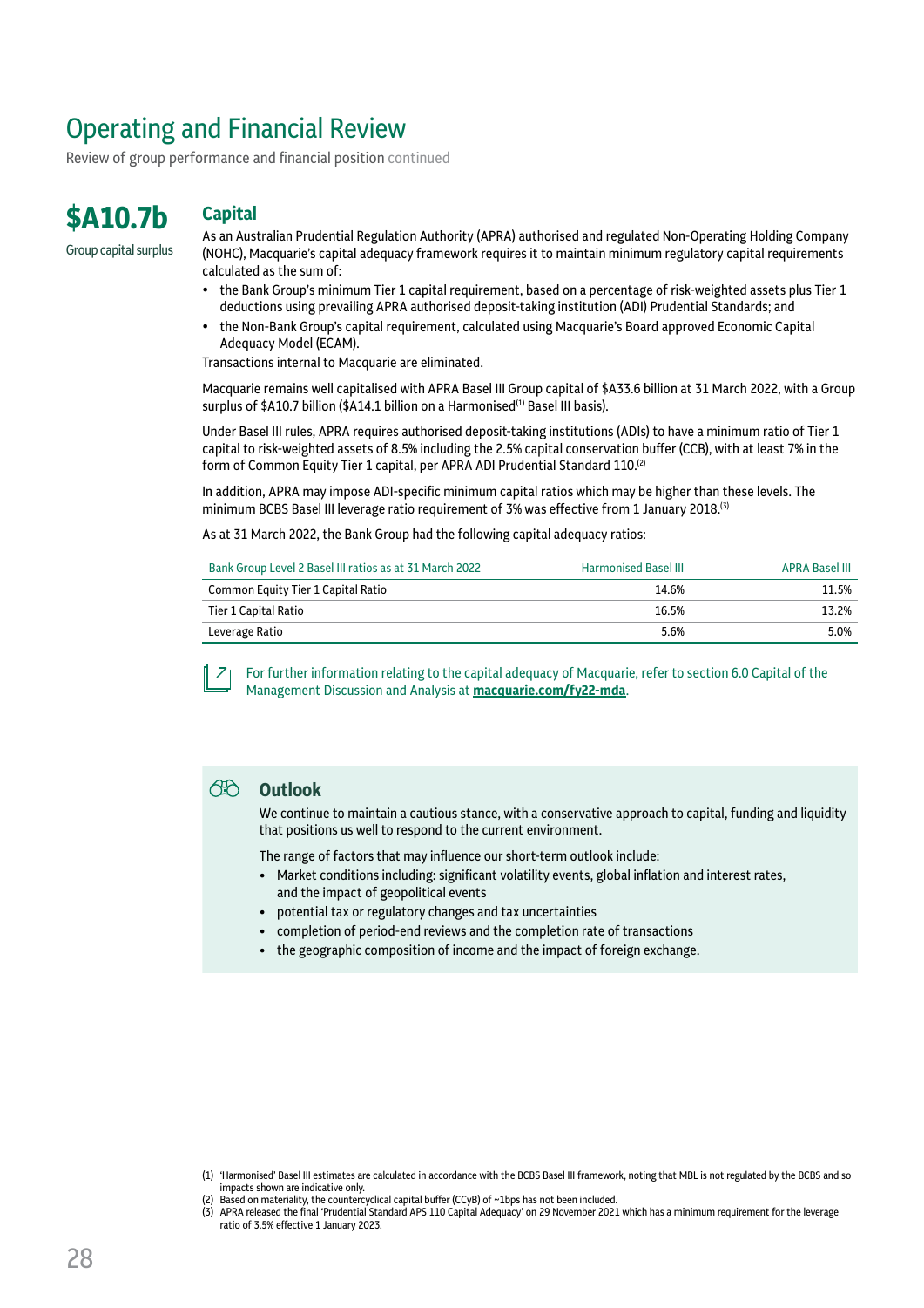# Operating and Financial Review

Review of group performance and financial position continued

**$A10.7b**

Group capital surplus

## Capital

As an Australian Prudential Regulation Authority (APRA) authorised and regulated Non-Operating Holding Company (NOHC), Macquarie's capital adequacy framework requires it to maintain minimum regulatory capital requirements calculated as the sum of:

- the Bank Group's minimum Tier 1 capital requirement, based on a percentage of risk-weighted assets plus Tier 1 deductions using prevailing APRA authorised deposit-taking institution (ADI) Prudential Standards; and
- the Non-Bank Group's capital requirement, calculated using Macquarie's Board approved Economic Capital Adequacy Model (ECAM).

Transactions internal to Macquarie are eliminated.

Macquarie remains well capitalised with APRA Basel III Group capital of $A33.6 billion at 31 March 2022, with a Group surplus of $A10.7 billion ($A14.1 billion on a Harmonised[1] Basel III basis).

Under Basel III rules, APRA requires authorised deposit-taking institutions (ADIs) to have a minimum ratio of Tier 1 capital to risk-weighted assets of 8.5% including the 2.5% capital conservation buffer (CCB), with at least 7% in the form of Common Equity Tier 1 capital, per APRA ADI Prudential Standard 110.[2]

In addition, APRA may impose ADI-specific minimum capital ratios which may be higher than these levels. The minimum BCBS Basel III leverage ratio requirement of 3% was effective from 1 January 2018.[3]

As at 31 March 2022, the Bank Group had the following capital adequacy ratios:

| Bank Group Level 2 Basel III ratios as at 31 March 2022 | Harmonised Basel III | APRA Basel III |
|---|---|---|
| Common Equity Tier 1 Capital Ratio | 14.6% | 11.5% |
| Tier 1 Capital Ratio | 16.5% | 13.2% |
| Leverage Ratio | 5.6% | 5.0% |

For further information relating to the capital adequacy of Macquarie, refer to section 6.0 Capital of the Management Discussion and Analysis at **macquarie.com/fy22-mda**.

## Outlook

We continue to maintain a cautious stance, with a conservative approach to capital, funding and liquidity that positions us well to respond to the current environment.

The range of factors that may influence our short-term outlook include:

- Market conditions including: significant volatility events, global inflation and interest rates, and the impact of geopolitical events
- potential tax or regulatory changes and tax uncertainties
- completion of period-end reviews and the completion rate of transactions
- the geographic composition of income and the impact of foreign exchange.

(1) 'Harmonised' Basel III estimates are calculated in accordance with the BCBS Basel III framework, noting that MBL is not regulated by the BCBS and so impacts shown are indicative only.
(2) Based on materiality, the countercyclical capital buffer (CCyB) of ~1bps has not been included.
(3) APRA released the final 'Prudential Standard APS 110 Capital Adequacy' on 29 November 2021 which has a minimum requirement for the leverage ratio of 3.5% effective 1 January 2023.